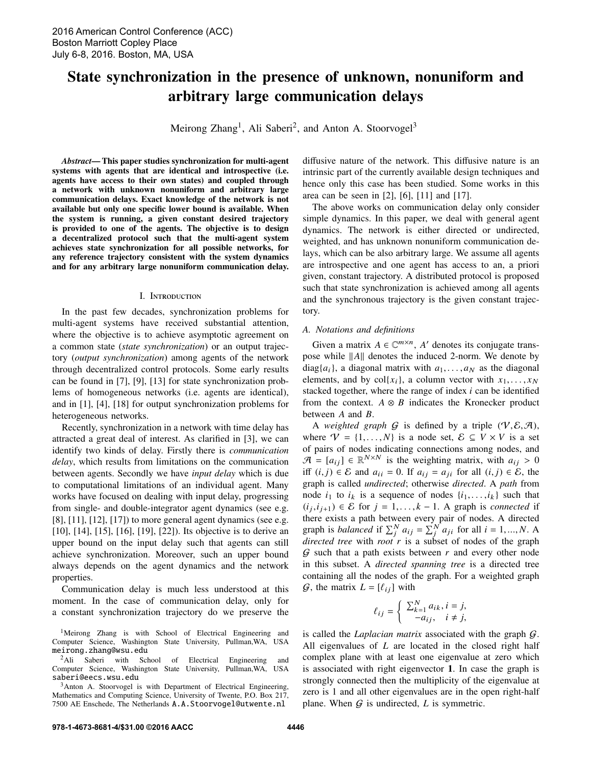# State synchronization in the presence of unknown, nonuniform and arbitrary large communication delays

Meirong Zhang[1], Ali Saberi[2], and Anton A. Stoorvogel[3]

***Abstract*— This paper studies synchronization for multi-agent systems with agents that are identical and introspective (i.e. agents have access to their own states) and coupled through a network with unknown nonuniform and arbitrary large communication delays. Exact knowledge of the network is not available but only one specific lower bound is available. When the system is running, a given constant desired trajectory is provided to one of the agents. The objective is to design a decentralized protocol such that the multi-agent system achieves state synchronization for all possible networks, for any reference trajectory consistent with the system dynamics and for any arbitrary large nonuniform communication delay.**

## I. Introduction

In the past few decades, synchronization problems for multi-agent systems have received substantial attention, where the objective is to achieve asymptotic agreement on a common state (*state synchronization*) or an output trajectory (*output synchronization*) among agents of the network through decentralized control protocols. Some early results can be found in [7], [9], [13] for state synchronization problems of homogeneous networks (i.e. agents are identical), and in [1], [4], [18] for output synchronization problems for heterogeneous networks.

Recently, synchronization in a network with time delay has attracted a great deal of interest. As clarified in [3], we can identify two kinds of delay. Firstly there is *communication delay*, which results from limitations on the communication between agents. Secondly we have *input delay* which is due to computational limitations of an individual agent. Many works have focused on dealing with input delay, progressing from single- and double-integrator agent dynamics (see e.g. [8], [11], [12], [17]) to more general agent dynamics (see e.g. [10], [14], [15], [16], [19], [22]). Its objective is to derive an upper bound on the input delay such that agents can still achieve synchronization. Moreover, such an upper bound always depends on the agent dynamics and the network properties.

Communication delay is much less understood at this moment. In the case of communication delay, only for a constant synchronization trajectory do we preserve the diffusive nature of the network. This diffusive nature is an intrinsic part of the currently available design techniques and hence only this case has been studied. Some works in this area can be seen in [2], [6], [11] and [17].

The above works on communication delay only consider simple dynamics. In this paper, we deal with general agent dynamics. The network is either directed or undirected, weighted, and has unknown nonuniform communication delays, which can be also arbitrary large. We assume all agents are introspective and one agent has access to an, a priori given, constant trajectory. A distributed protocol is proposed such that state synchronization is achieved among all agents and the synchronous trajectory is the given constant trajectory.

### A. Notations and definitions

Given a matrix $A \in \mathbb{C}^{m\times n}$, $A'$ denotes its conjugate transpose while $\|A\|$ denotes the induced 2-norm. We denote by $\operatorname{diag}\{a_i\}$, a diagonal matrix with $a_1, \ldots, a_N$ as the diagonal elements, and by $\operatorname{col}\{x_i\}$, a column vector with $x_1, \ldots, x_N$ stacked together, where the range of index $i$ can be identified from the context. $A \otimes B$ indicates the Kronecker product between $A$ and $B$.

A *weighted graph* $\mathcal{G}$ is defined by a triple $(\mathcal{V},\mathcal{E},\mathcal{A})$, where $\mathcal{V} = \{1, \ldots, N\}$ is a node set, $\mathcal{E} \subseteq V \times V$ is a set of pairs of nodes indicating connections among nodes, and $\mathcal{A} = [a_{ij}] \in \mathbb{R}^{N\times N}$ is the weighting matrix, with $a_{ij} > 0$ iff $(i, j) \in \mathcal{E}$ and $a_{ii} = 0$. If $a_{ij} = a_{ji}$ for all $(i, j) \in \mathcal{E}$, the graph is called *undirected*; otherwise *directed*. A *path* from node $i_1$ to $i_k$ is a sequence of nodes $\{i_1, \ldots, i_k\}$ such that $(i_j, i_{j+1}) \in \mathcal{E}$ for $j = 1, \ldots, k-1$. A graph is *connected* if there exists a path between every pair of nodes. A directed graph is *balanced* if $\sum_j^N a_{ij} = \sum_j^N a_{ji}$ for all $i = 1, ..., N$. A *directed tree* with *root* $r$ is a subset of nodes of the graph $\mathcal{G}$ such that a path exists between $r$ and every other node in this subset. A *directed spanning tree* is a directed tree containing all the nodes of the graph. For a weighted graph $\mathcal{G}$, the matrix $L = [\ell_{ij}]$ with

$$
\ell_{ij} = \begin{cases} \sum_{k=1}^N a_{ik}, & i = j, \\ -a_{ij}, & i \neq j, \end{cases}
$$

is called the *Laplacian matrix* associated with the graph $\mathcal{G}$. All eigenvalues of $L$ are located in the closed right half complex plane with at least one eigenvalue at zero which is associated with right eigenvector $\mathbf{1}$. In case the graph is strongly connected then the multiplicity of the eigenvalue at zero is 1 and all other eigenvalues are in the open right-half plane. When $\mathcal{G}$ is undirected, $L$ is symmetric.

[1] Meirong Zhang is with School of Electrical Engineering and Computer Science, Washington State University, Pullman,WA, USA meirong.zhang@wsu.edu

[2] Ali Saberi with School of Electrical Engineering and Computer Science, Washington State University, Pullman,WA, USA saberi@eecs.wsu.edu

[3] Anton A. Stoorvogel is with Department of Electrical Engineering, Mathematics and Computing Science, University of Twente, P.O. Box 217, 7500 AE Enschede, The Netherlands A.A.Stoorvogel@utwente.nl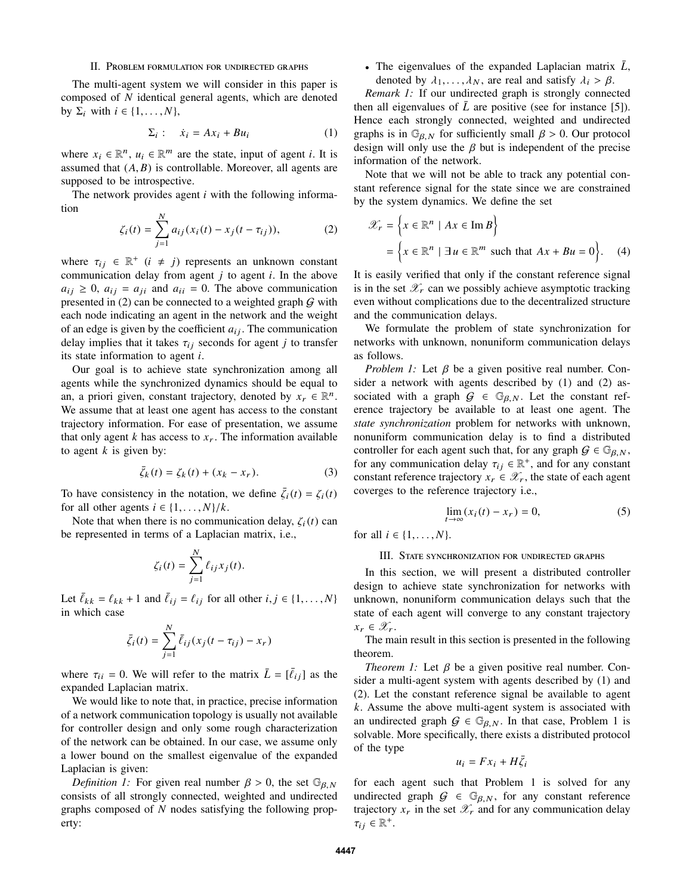## II. Problem formulation for undirected graphs

The multi-agent system we will consider in this paper is composed of $N$ identical general agents, which are denoted by $\Sigma_i$ with $i \in \{1, \ldots, N\}$,

$$\Sigma_i : \quad \dot{x}_i = Ax_i + Bu_i \tag{1}$$

where $x_i \in \mathbb{R}^n$, $u_i \in \mathbb{R}^m$ are the state, input of agent $i$. It is assumed that $(A, B)$ is controllable. Moreover, all agents are supposed to be introspective.

The network provides agent $i$ with the following information

$$\zeta_i(t) = \sum_{j=1}^{N} a_{ij}(x_i(t) - x_j(t - \tau_{ij})), \tag{2}$$

where $\tau_{ij} \in \mathbb{R}^+$ $(i \neq j)$ represents an unknown constant communication delay from agent $j$ to agent $i$. In the above $a_{ij} \geq 0$, $a_{ij} = a_{ji}$ and $a_{ii} = 0$. The above communication presented in (2) can be connected to a weighted graph $\mathcal{G}$ with each node indicating an agent in the network and the weight of an edge is given by the coefficient $a_{ij}$. The communication delay implies that it takes $\tau_{ij}$ seconds for agent $j$ to transfer its state information to agent $i$.

Our goal is to achieve state synchronization among all agents while the synchronized dynamics should be equal to an, a priori given, constant trajectory, denoted by $x_r \in \mathbb{R}^n$. We assume that at least one agent has access to the constant trajectory information. For ease of presentation, we assume that only agent $k$ has access to $x_r$. The information available to agent $k$ is given by:

$$\bar{\zeta}_k(t) = \zeta_k(t) + (x_k - x_r). \tag{3}$$

To have consistency in the notation, we define $\bar{\zeta}_i(t) = \zeta_i(t)$ for all other agents $i \in \{1, \ldots, N\}/k$.

Note that when there is no communication delay, $\zeta_i(t)$ can be represented in terms of a Laplacian matrix, i.e.,

$$\zeta_i(t) = \sum_{j=1}^{N} \ell_{ij} x_j(t).$$

Let $\bar{\ell}_{kk} = \ell_{kk} + 1$ and $\bar{\ell}_{ij} = \ell_{ij}$ for all other $i, j \in \{1, \ldots, N\}$ in which case

$$\bar{\zeta}_i(t) = \sum_{j=1}^{N} \bar{\ell}_{ij}(x_j(t - \tau_{ij}) - x_r)$$

where $\tau_{ii} = 0$. We will refer to the matrix $\bar{L} = [\bar{\ell}_{ij}]$ as the expanded Laplacian matrix.

We would like to note that, in practice, precise information of a network communication topology is usually not available for controller design and only some rough characterization of the network can be obtained. In our case, we assume only a lower bound on the smallest eigenvalue of the expanded Laplacian is given:

*Definition 1:* For given real number $\beta > 0$, the set $\mathbb{G}_{\beta,N}$ consists of all strongly connected, weighted and undirected graphs composed of $N$ nodes satisfying the following property:

- The eigenvalues of the expanded Laplacian matrix $\bar{L}$, denoted by $\lambda_1, \ldots, \lambda_N$, are real and satisfy $\lambda_i > \beta$.

*Remark 1:* If our undirected graph is strongly connected then all eigenvalues of $\bar{L}$ are positive (see for instance [5]). Hence each strongly connected, weighted and undirected graphs is in $\mathbb{G}_{\beta,N}$ for sufficiently small $\beta > 0$. Our protocol design will only use the $\beta$ but is independent of the precise information of the network.

Note that we will not be able to track any potential constant reference signal for the state since we are constrained by the system dynamics. We define the set

$$\begin{aligned}\mathscr{X}_r &= \left\{ x \in \mathbb{R}^n \mid Ax \in \operatorname{Im} B \right\} \\ &= \left\{ x \in \mathbb{R}^n \mid \exists u \in \mathbb{R}^m \text{ such that } Ax + Bu = 0 \right\}.\end{aligned} \tag{4}$$

It is easily verified that only if the constant reference signal is in the set $\mathscr{X}_r$ can we possibly achieve asymptotic tracking even without complications due to the decentralized structure and the communication delays.

We formulate the problem of state synchronization for networks with unknown, nonuniform communication delays as follows.

*Problem 1:* Let $\beta$ be a given positive real number. Consider a network with agents described by (1) and (2) associated with a graph $\mathcal{G} \in \mathbb{G}_{\beta,N}$. Let the constant reference trajectory be available to at least one agent. The *state synchronization* problem for networks with unknown, nonuniform communication delay is to find a distributed controller for each agent such that, for any graph $\mathcal{G} \in \mathbb{G}_{\beta,N}$, for any communication delay $\tau_{ij} \in \mathbb{R}^+$, and for any constant constant reference trajectory $x_r \in \mathscr{X}_r$, the state of each agent coverges to the reference trajectory i.e.,

$$\lim_{t \to \infty}(x_i(t) - x_r) = 0, \tag{5}$$

for all $i \in \{1, \ldots, N\}$.

## III. State synchronization for undirected graphs

In this section, we will present a distributed controller design to achieve state synchronization for networks with unknown, nonuniform communication delays such that the state of each agent will converge to any constant trajectory $x_r \in \mathscr{X}_r$.

The main result in this section is presented in the following theorem.

*Theorem 1:* Let $\beta$ be a given positive real number. Consider a multi-agent system with agents described by (1) and (2). Let the constant reference signal be available to agent $k$. Assume the above multi-agent system is associated with an undirected graph $\mathcal{G} \in \mathbb{G}_{\beta,N}$. In that case, Problem 1 is solvable. More specifically, there exists a distributed protocol of the type

$$u_i = Fx_i + H\bar{\zeta}_i$$

for each agent such that Problem 1 is solved for any undirected graph $\mathcal{G} \in \mathbb{G}_{\beta,N}$, for any constant reference trajectory $x_r$ in the set $\mathscr{X}_r$ and for any communication delay $\tau_{ij} \in \mathbb{R}^+$.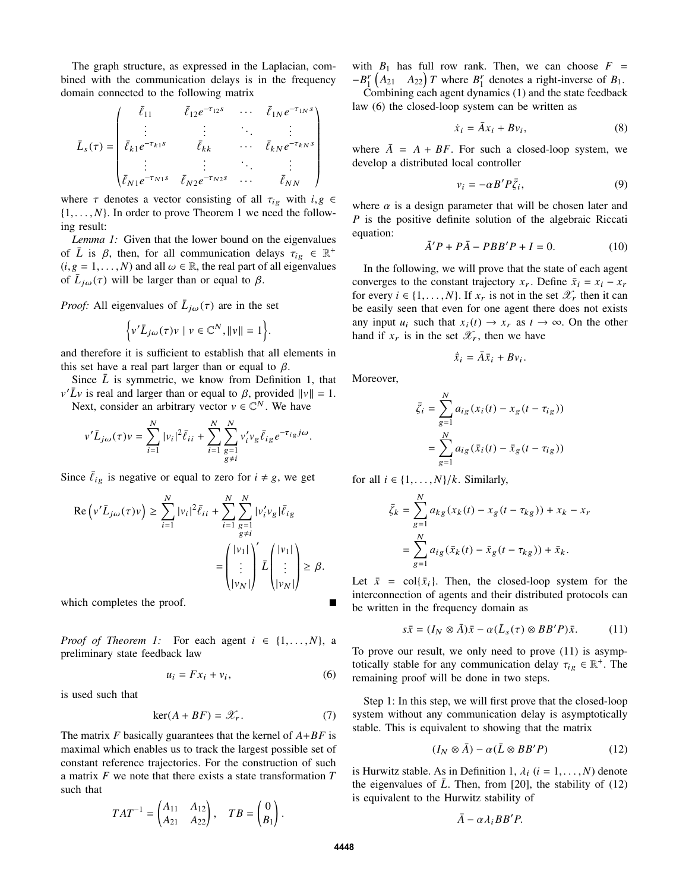The graph structure, as expressed in the Laplacian, combined with the communication delays is in the frequency domain connected to the following matrix

$$\bar{L}_s(\tau) = \begin{pmatrix} \bar{\ell}_{11} & \bar{\ell}_{12}e^{-\tau_{12}s} & \cdots & \bar{\ell}_{1N}e^{-\tau_{1N}s} \\ \vdots & \vdots & \ddots & \vdots \\ \bar{\ell}_{k1}e^{-\tau_{k1}s} & \bar{\ell}_{kk} & \cdots & \bar{\ell}_{kN}e^{-\tau_{kN}s} \\ \vdots & \vdots & \ddots & \vdots \\ \bar{\ell}_{N1}e^{-\tau_{N1}s} & \bar{\ell}_{N2}e^{-\tau_{N2}s} & \cdots & \bar{\ell}_{NN} \end{pmatrix}$$

where $\tau$ denotes a vector consisting of all $\tau_{ig}$ with $i, g \in \{1, \ldots, N\}$. In order to prove Theorem 1 we need the following result:

*Lemma 1:* Given that the lower bound on the eigenvalues of $\bar{L}$ is $\beta$, then, for all communication delays $\tau_{ig} \in \mathbb{R}^+$ $(i, g = 1, \ldots, N)$ and all $\omega \in \mathbb{R}$, the real part of all eigenvalues of $\bar{L}_{j\omega}(\tau)$ will be larger than or equal to $\beta$.

*Proof:* All eigenvalues of $\bar{L}_{j\omega}(\tau)$ are in the set

$$\left\{ v'\bar{L}_{j\omega}(\tau)v \mid v \in \mathbb{C}^N, \|v\| = 1 \right\}.$$

and therefore it is sufficient to establish that all elements in this set have a real part larger than or equal to $\beta$.

Since $\bar{L}$ is symmetric, we know from Definition 1, that $v'\bar{L}v$ is real and larger than or equal to $\beta$, provided $\|v\| = 1$.

Next, consider an arbitrary vector $v \in \mathbb{C}^N$. We have

$$v'\bar{L}_{j\omega}(\tau)v = \sum_{i=1}^{N} |v_i|^2 \bar{\ell}_{ii} + \sum_{i=1}^{N} \sum_{\substack{g=1 \\ g \neq i}}^{N} v_i' v_g \bar{\ell}_{ig} e^{-\tau_{ig} j\omega}.$$

Since $\bar{\ell}_{ig}$ is negative or equal to zero for $i \neq g$, we get

$$\begin{aligned} \operatorname{Re}\left(v'\bar{L}_{j\omega}(\tau)v\right) &\geq \sum_{i=1}^{N} |v_i|^2 \bar{\ell}_{ii} + \sum_{i=1}^{N} \sum_{\substack{g=1 \\ g \neq i}}^{N} |v_i' v_g| \bar{\ell}_{ig} \\ &= \begin{pmatrix} |v_1| \\ \vdots \\ |v_N| \end{pmatrix}' \bar{L} \begin{pmatrix} |v_1| \\ \vdots \\ |v_N| \end{pmatrix} \geq \beta. \end{aligned}$$

which completes the proof. ∎

*Proof of Theorem 1:* For each agent $i \in \{1, \ldots, N\}$, a preliminary state feedback law

$$u_i = Fx_i + v_i, \tag{6}$$

is used such that

$$\ker(A + BF) = \mathscr{X}_r. \tag{7}$$

The matrix $F$ basically guarantees that the kernel of $A+BF$ is maximal which enables us to track the largest possible set of constant reference trajectories. For the construction of such a matrix $F$ we note that there exists a state transformation $T$ such that

$$TAT^{-1} = \begin{pmatrix} A_{11} & A_{12} \\ A_{21} & A_{22} \end{pmatrix}, \quad TB = \begin{pmatrix} 0 \\ B_1 \end{pmatrix}.$$

with $B_1$ has full row rank. Then, we can choose $F = -B_1^r \begin{pmatrix} A_{21} & A_{22} \end{pmatrix} T$ where $B_1^r$ denotes a right-inverse of $B_1$.

Combining each agent dynamics (1) and the state feedback law (6) the closed-loop system can be written as

$$\dot{x}_i = \bar{A}x_i + Bv_i, \tag{8}$$

where $\bar{A} = A + BF$. For such a closed-loop system, we develop a distributed local controller

$$v_i = -\alpha B'P\bar{\zeta}_i, \tag{9}$$

where $\alpha$ is a design parameter that will be chosen later and $P$ is the positive definite solution of the algebraic Riccati equation:

$$\bar{A}'P + P\bar{A} - PBB'P + I = 0. \tag{10}$$

In the following, we will prove that the state of each agent converges to the constant trajectory $x_r$. Define $\bar{x}_i = x_i - x_r$ for every $i \in \{1, \ldots, N\}$. If $x_r$ is not in the set $\mathscr{X}_r$ then it can be easily seen that even for one agent there does not exists any input $u_i$ such that $x_i(t) \to x_r$ as $t \to \infty$. On the other hand if $x_r$ is in the set $\mathscr{X}_r$, then we have

$$\dot{\bar{x}}_i = \bar{A}\bar{x}_i + Bv_i.$$

Moreover,

$$\begin{aligned} \bar{\zeta}_i &= \sum_{g=1}^{N} a_{ig}(x_i(t) - x_g(t - \tau_{ig})) \\ &= \sum_{g=1}^{N} a_{ig}(\bar{x}_i(t) - \bar{x}_g(t - \tau_{ig})) \end{aligned}$$

for all $i \in \{1, \ldots, N\}/k$. Similarly,

$$\begin{aligned} \bar{\zeta}_k &= \sum_{g=1}^{N} a_{kg}(x_k(t) - x_g(t - \tau_{kg})) + x_k - x_r \\ &= \sum_{g=1}^{N} a_{ig}(\bar{x}_k(t) - \bar{x}_g(t - \tau_{kg})) + \bar{x}_k. \end{aligned}$$

Let $\bar{x} = \operatorname{col}\{\bar{x}_i\}$. Then, the closed-loop system for the interconnection of agents and their distributed protocols can be written in the frequency domain as

$$s\bar{x} = (I_N \otimes \bar{A})\bar{x} - \alpha(\bar{L}_s(\tau) \otimes BB'P)\bar{x}. \tag{11}$$

To prove our result, we only need to prove (11) is asymptotically stable for any communication delay $\tau_{ig} \in \mathbb{R}^+$. The remaining proof will be done in two steps.

Step 1: In this step, we will first prove that the closed-loop system without any communication delay is asymptotically stable. This is equivalent to showing that the matrix

$$(I_N \otimes \bar{A}) - \alpha(\bar{L} \otimes BB'P) \tag{12}$$

is Hurwitz stable. As in Definition 1, $\lambda_i$ $(i = 1, \ldots, N)$ denote the eigenvalues of $\bar{L}$. Then, from [20], the stability of (12) is equivalent to the Hurwitz stability of

$$\bar{A} - \alpha\lambda_i BB'P.$$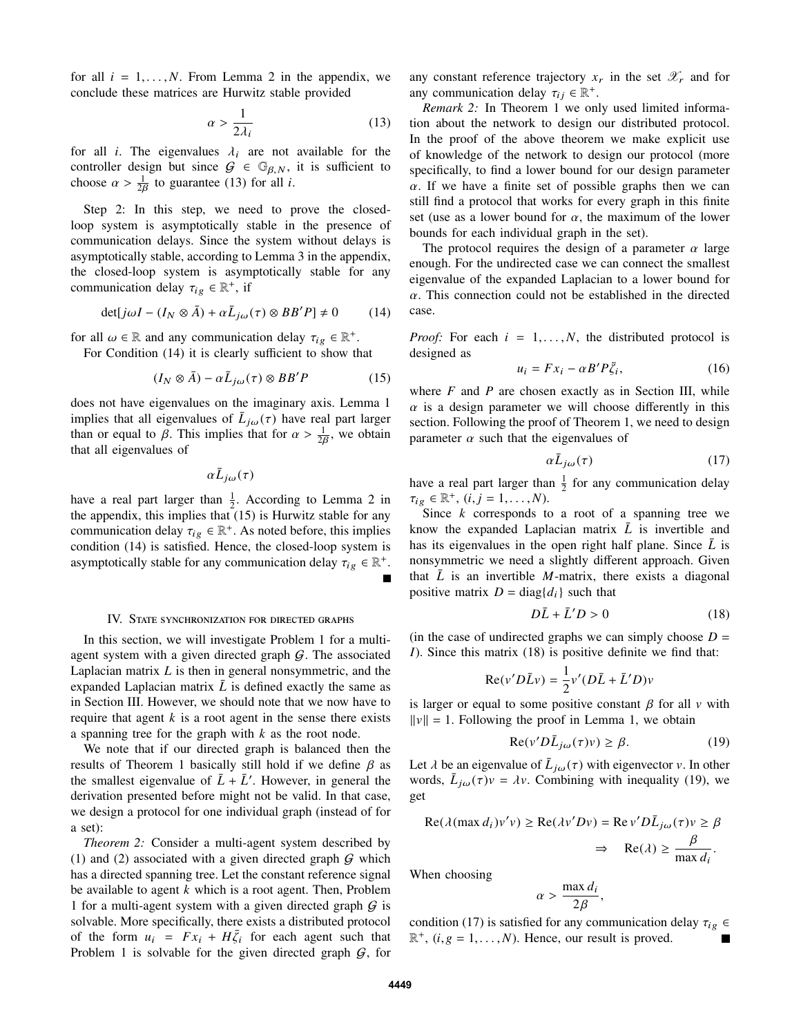for all $i = 1, \ldots, N$. From Lemma 2 in the appendix, we conclude these matrices are Hurwitz stable provided

$$\alpha > \frac{1}{2\lambda_i} \tag{13}$$

for all $i$. The eigenvalues $\lambda_i$ are not available for the controller design but since $\mathcal{G} \in \mathbb{G}_{\beta,N}$, it is sufficient to choose $\alpha > \frac{1}{2\beta}$ to guarantee (13) for all $i$.

Step 2: In this step, we need to prove the closed-loop system is asymptotically stable in the presence of communication delays. Since the system without delays is asymptotically stable, according to Lemma 3 in the appendix, the closed-loop system is asymptotically stable for any communication delay $\tau_{ig} \in \mathbb{R}^+$, if

$$\det[j\omega I - (I_N \otimes \bar{A}) + \alpha \bar{L}_{j\omega}(\tau) \otimes BB'P] \neq 0 \tag{14}$$

for all $\omega \in \mathbb{R}$ and any communication delay $\tau_{ig} \in \mathbb{R}^+$.

For Condition (14) it is clearly sufficient to show that

$$(I_N \otimes \bar{A}) - \alpha \bar{L}_{j\omega}(\tau) \otimes BB'P \tag{15}$$

does not have eigenvalues on the imaginary axis. Lemma 1 implies that all eigenvalues of $\bar{L}_{j\omega}(\tau)$ have real part larger than or equal to $\beta$. This implies that for $\alpha > \frac{1}{2\beta}$, we obtain that all eigenvalues of

$$\alpha \bar{L}_{j\omega}(\tau)$$

have a real part larger than $\frac{1}{2}$. According to Lemma 2 in the appendix, this implies that (15) is Hurwitz stable for any communication delay $\tau_{ig} \in \mathbb{R}^+$. As noted before, this implies condition (14) is satisfied. Hence, the closed-loop system is asymptotically stable for any communication delay $\tau_{ig} \in \mathbb{R}^+$. ∎

## IV. State synchronization for directed graphs

In this section, we will investigate Problem 1 for a multi-agent system with a given directed graph $\mathcal{G}$. The associated Laplacian matrix $L$ is then in general nonsymmetric, and the expanded Laplacian matrix $\bar{L}$ is defined exactly the same as in Section III. However, we should note that we now have to require that agent $k$ is a root agent in the sense there exists a spanning tree for the graph with $k$ as the root node.

We note that if our directed graph is balanced then the results of Theorem 1 basically still hold if we define $\beta$ as the smallest eigenvalue of $\bar{L} + \bar{L}'$. However, in general the derivation presented before might not be valid. In that case, we design a protocol for one individual graph (instead of for a set):

*Theorem 2:* Consider a multi-agent system described by (1) and (2) associated with a given directed graph $\mathcal{G}$ which has a directed spanning tree. Let the constant reference signal be available to agent $k$ which is a root agent. Then, Problem 1 for a multi-agent system with a given directed graph $\mathcal{G}$ is solvable. More specifically, there exists a distributed protocol of the form $u_i = Fx_i + H\bar{\zeta}_i$ for each agent such that Problem 1 is solvable for the given directed graph $\mathcal{G}$, for any constant reference trajectory $x_r$ in the set $\mathscr{X}_r$ and for any communication delay $\tau_{ij} \in \mathbb{R}^+$.

*Remark 2:* In Theorem 1 we only used limited information about the network to design our distributed protocol. In the proof of the above theorem we make explicit use of knowledge of the network to design our protocol (more specifically, to find a lower bound for our design parameter $\alpha$. If we have a finite set of possible graphs then we can still find a protocol that works for every graph in this finite set (use as a lower bound for $\alpha$, the maximum of the lower bounds for each individual graph in the set).

The protocol requires the design of a parameter $\alpha$ large enough. For the undirected case we can connect the smallest eigenvalue of the expanded Laplacian to a lower bound for $\alpha$. This connection could not be established in the directed case.

*Proof:* For each $i = 1, \ldots, N$, the distributed protocol is designed as

$$u_i = Fx_i - \alpha B'P\bar{\zeta}_i, \tag{16}$$

where $F$ and $P$ are chosen exactly as in Section III, while $\alpha$ is a design parameter we will choose differently in this section. Following the proof of Theorem 1, we need to design parameter $\alpha$ such that the eigenvalues of

$$\alpha \bar{L}_{j\omega}(\tau) \tag{17}$$

have a real part larger than $\frac{1}{2}$ for any communication delay $\tau_{ig} \in \mathbb{R}^+$, $(i, j = 1, \ldots, N)$.

Since $k$ corresponds to a root of a spanning tree we know the expanded Laplacian matrix $\bar{L}$ is invertible and has its eigenvalues in the open right half plane. Since $\bar{L}$ is nonsymmetric we need a slightly different approach. Given that $\bar{L}$ is an invertible $M$-matrix, there exists a diagonal positive matrix $D = \text{diag}\{d_i\}$ such that

$$D\bar{L} + \bar{L}'D > 0 \tag{18}$$

(in the case of undirected graphs we can simply choose $D = I$). Since this matrix (18) is positive definite we find that:

$$\text{Re}(v'D\bar{L}v) = \frac{1}{2}v'(D\bar{L} + \bar{L}'D)v$$

is larger or equal to some positive constant $\beta$ for all $v$ with $\|v\| = 1$. Following the proof in Lemma 1, we obtain

$$\text{Re}(v'D\bar{L}_{j\omega}(\tau)v) \geq \beta. \tag{19}$$

Let $\lambda$ be an eigenvalue of $\bar{L}_{j\omega}(\tau)$ with eigenvector $v$. In other words, $\bar{L}_{j\omega}(\tau)v = \lambda v$. Combining with inequality (19), we get

$$\text{Re}(\lambda(\max d_i)v'v) \geq \text{Re}(\lambda v'Dv) = \text{Re}\, v'D\bar{L}_{j\omega}(\tau)v \geq \beta$$
$$\Rightarrow \quad \text{Re}(\lambda) \geq \frac{\beta}{\max d_i}.$$

When choosing

$$\alpha > \frac{\max d_i}{2\beta},$$

condition (17) is satisfied for any communication delay $\tau_{ig} \in \mathbb{R}^+$, $(i, g = 1, \ldots, N)$. Hence, our result is proved. ∎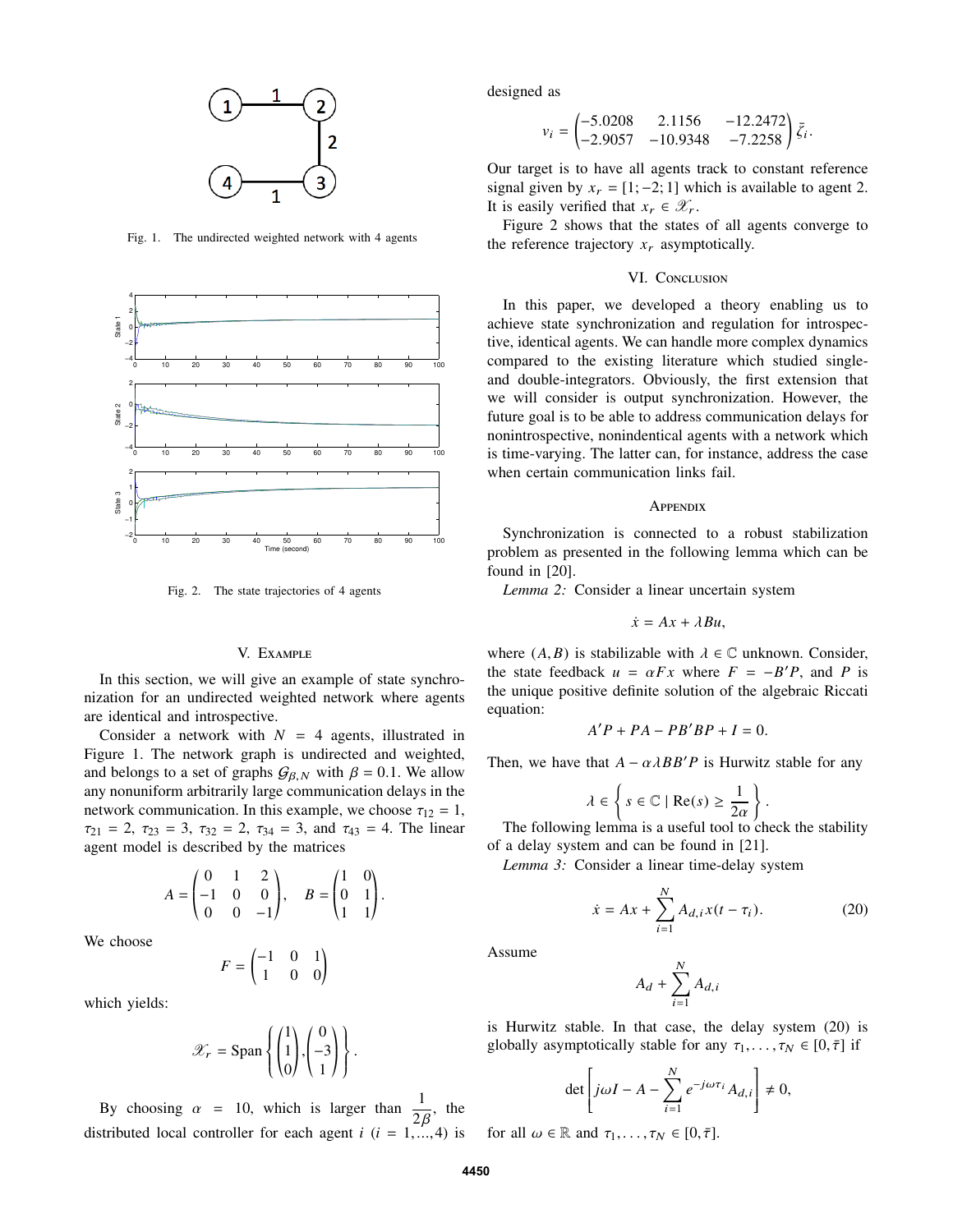Fig. 1. The undirected weighted network with 4 agents

Fig. 2. The state trajectories of 4 agents

## V. Example

In this section, we will give an example of state synchronization for an undirected weighted network where agents are identical and introspective.

Consider a network with $N = 4$ agents, illustrated in Figure 1. The network graph is undirected and weighted, and belongs to a set of graphs $\mathcal{G}_{\beta,N}$ with $\beta = 0.1$. We allow any nonuniform arbitrarily large communication delays in the network communication. In this example, we choose $\tau_{12} = 1$, $\tau_{21} = 2$, $\tau_{23} = 3$, $\tau_{32} = 2$, $\tau_{34} = 3$, and $\tau_{43} = 4$. The linear agent model is described by the matrices

$$A = \begin{pmatrix} 0 & 1 & 2 \\ -1 & 0 & 0 \\ 0 & 0 & -1 \end{pmatrix}, \quad B = \begin{pmatrix} 1 & 0 \\ 0 & 1 \\ 1 & 1 \end{pmatrix}.$$

We choose

$$F = \begin{pmatrix} -1 & 0 & 1 \\ 1 & 0 & 0 \end{pmatrix}$$

which yields:

$$\mathscr{X}_r = \text{Span}\left\{ \begin{pmatrix} 1 \\ 1 \\ 0 \end{pmatrix}, \begin{pmatrix} 0 \\ -3 \\ 1 \end{pmatrix} \right\}.$$

By choosing $\alpha = 10$, which is larger than $\frac{1}{2\beta}$, the distributed local controller for each agent $i$ $(i = 1,...,4)$ is designed as

$$v_i = \begin{pmatrix} -5.0208 & 2.1156 & -12.2472 \\ -2.9057 & -10.9348 & -7.2258 \end{pmatrix} \bar{\zeta}_i.$$

Our target is to have all agents track to constant reference signal given by $x_r = [1; -2; 1]$ which is available to agent 2. It is easily verified that $x_r \in \mathscr{X}_r$.

Figure 2 shows that the states of all agents converge to the reference trajectory $x_r$ asymptotically.

## VI. Conclusion

In this paper, we developed a theory enabling us to achieve state synchronization and regulation for introspective, identical agents. We can handle more complex dynamics compared to the existing literature which studied single- and double-integrators. Obviously, the first extension that we will consider is output synchronization. However, the future goal is to be able to address communication delays for nonintrospective, nonindentical agents with a network which is time-varying. The latter can, for instance, address the case when certain communication links fail.

## Appendix

Synchronization is connected to a robust stabilization problem as presented in the following lemma which can be found in [20].

*Lemma 2:* Consider a linear uncertain system

$$\dot{x} = Ax + \lambda Bu,$$

where $(A, B)$ is stabilizable with $\lambda \in \mathbb{C}$ unknown. Consider, the state feedback $u = \alpha F x$ where $F = -B'P$, and $P$ is the unique positive definite solution of the algebraic Riccati equation:

$$A'P + PA - PB'BP + I = 0.$$

Then, we have that $A - \alpha\lambda BB'P$ is Hurwitz stable for any

$$\lambda \in \left\{ s \in \mathbb{C} \mid \text{Re}(s) \geq \frac{1}{2\alpha} \right\}.$$

The following lemma is a useful tool to check the stability of a delay system and can be found in [21].

*Lemma 3:* Consider a linear time-delay system

$$\dot{x} = Ax + \sum_{i=1}^{N} A_{d,i} x(t - \tau_i). \tag{20}$$

Assume

$$A_d + \sum_{i=1}^{N} A_{d,i}$$

is Hurwitz stable. In that case, the delay system (20) is globally asymptotically stable for any $\tau_1, \ldots, \tau_N \in [0, \bar{\tau}]$ if

$$\det\left[ j\omega I - A - \sum_{i=1}^{N} e^{-j\omega\tau_i} A_{d,i} \right] \neq 0,$$

for all $\omega \in \mathbb{R}$ and $\tau_1, \ldots, \tau_N \in [0, \bar{\tau}]$.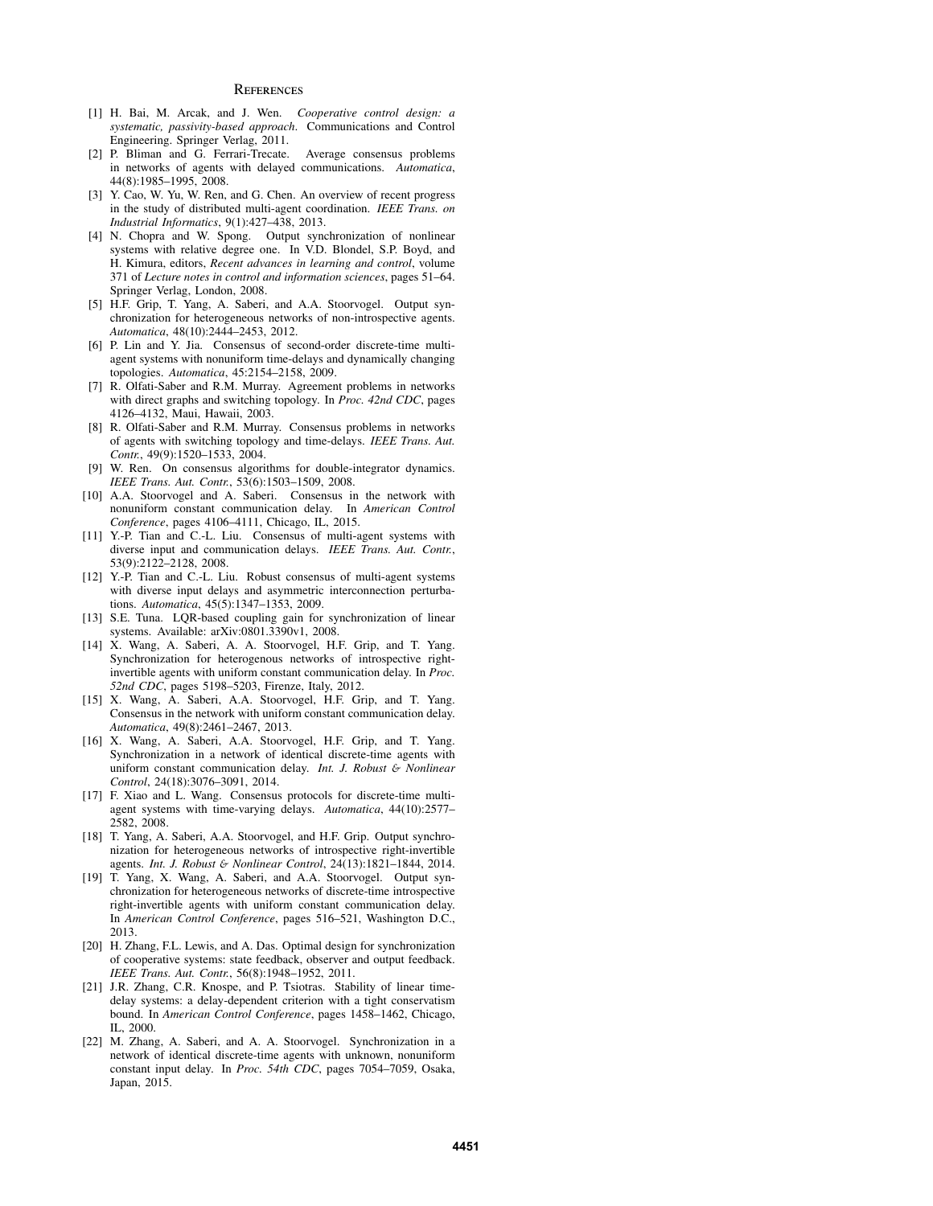# References

[1] H. Bai, M. Arcak, and J. Wen. *Cooperative control design: a systematic, passivity-based approach*. Communications and Control Engineering. Springer Verlag, 2011.

[2] P. Bliman and G. Ferrari-Trecate. Average consensus problems in networks of agents with delayed communications. *Automatica*, 44(8):1985–1995, 2008.

[3] Y. Cao, W. Yu, W. Ren, and G. Chen. An overview of recent progress in the study of distributed multi-agent coordination. *IEEE Trans. on Industrial Informatics*, 9(1):427–438, 2013.

[4] N. Chopra and W. Spong. Output synchronization of nonlinear systems with relative degree one. In V.D. Blondel, S.P. Boyd, and H. Kimura, editors, *Recent advances in learning and control*, volume 371 of *Lecture notes in control and information sciences*, pages 51–64. Springer Verlag, London, 2008.

[5] H.F. Grip, T. Yang, A. Saberi, and A.A. Stoorvogel. Output synchronization for heterogeneous networks of non-introspective agents. *Automatica*, 48(10):2444–2453, 2012.

[6] P. Lin and Y. Jia. Consensus of second-order discrete-time multi-agent systems with nonuniform time-delays and dynamically changing topologies. *Automatica*, 45:2154–2158, 2009.

[7] R. Olfati-Saber and R.M. Murray. Agreement problems in networks with direct graphs and switching topology. In *Proc. 42nd CDC*, pages 4126–4132, Maui, Hawaii, 2003.

[8] R. Olfati-Saber and R.M. Murray. Consensus problems in networks of agents with switching topology and time-delays. *IEEE Trans. Aut. Contr.*, 49(9):1520–1533, 2004.

[9] W. Ren. On consensus algorithms for double-integrator dynamics. *IEEE Trans. Aut. Contr.*, 53(6):1503–1509, 2008.

[10] A.A. Stoorvogel and A. Saberi. Consensus in the network with nonuniform constant communication delay. In *American Control Conference*, pages 4106–4111, Chicago, IL, 2015.

[11] Y.-P. Tian and C.-L. Liu. Consensus of multi-agent systems with diverse input and communication delays. *IEEE Trans. Aut. Contr.*, 53(9):2122–2128, 2008.

[12] Y.-P. Tian and C.-L. Liu. Robust consensus of multi-agent systems with diverse input delays and asymmetric interconnection perturbations. *Automatica*, 45(5):1347–1353, 2009.

[13] S.E. Tuna. LQR-based coupling gain for synchronization of linear systems. Available: arXiv:0801.3390v1, 2008.

[14] X. Wang, A. Saberi, A. A. Stoorvogel, H.F. Grip, and T. Yang. Synchronization for heterogenous networks of introspective right-invertible agents with uniform constant communication delay. In *Proc. 52nd CDC*, pages 5198–5203, Firenze, Italy, 2012.

[15] X. Wang, A. Saberi, A.A. Stoorvogel, H.F. Grip, and T. Yang. Consensus in the network with uniform constant communication delay. *Automatica*, 49(8):2461–2467, 2013.

[16] X. Wang, A. Saberi, A.A. Stoorvogel, H.F. Grip, and T. Yang. Synchronization in a network of identical discrete-time agents with uniform constant communication delay. *Int. J. Robust & Nonlinear Control*, 24(18):3076–3091, 2014.

[17] F. Xiao and L. Wang. Consensus protocols for discrete-time multi-agent systems with time-varying delays. *Automatica*, 44(10):2577–2582, 2008.

[18] T. Yang, A. Saberi, A.A. Stoorvogel, and H.F. Grip. Output synchronization for heterogeneous networks of introspective right-invertible agents. *Int. J. Robust & Nonlinear Control*, 24(13):1821–1844, 2014.

[19] T. Yang, X. Wang, A. Saberi, and A.A. Stoorvogel. Output synchronization for heterogeneous networks of discrete-time introspective right-invertible agents with uniform constant communication delay. In *American Control Conference*, pages 516–521, Washington D.C., 2013.

[20] H. Zhang, F.L. Lewis, and A. Das. Optimal design for synchronization of cooperative systems: state feedback, observer and output feedback. *IEEE Trans. Aut. Contr.*, 56(8):1948–1952, 2011.

[21] J.R. Zhang, C.R. Knospe, and P. Tsiotras. Stability of linear time-delay systems: a delay-dependent criterion with a tight conservatism bound. In *American Control Conference*, pages 1458–1462, Chicago, IL, 2000.

[22] M. Zhang, A. Saberi, and A. A. Stoorvogel. Synchronization in a network of identical discrete-time agents with unknown, nonuniform constant input delay. In *Proc. 54th CDC*, pages 7054–7059, Osaka, Japan, 2015.